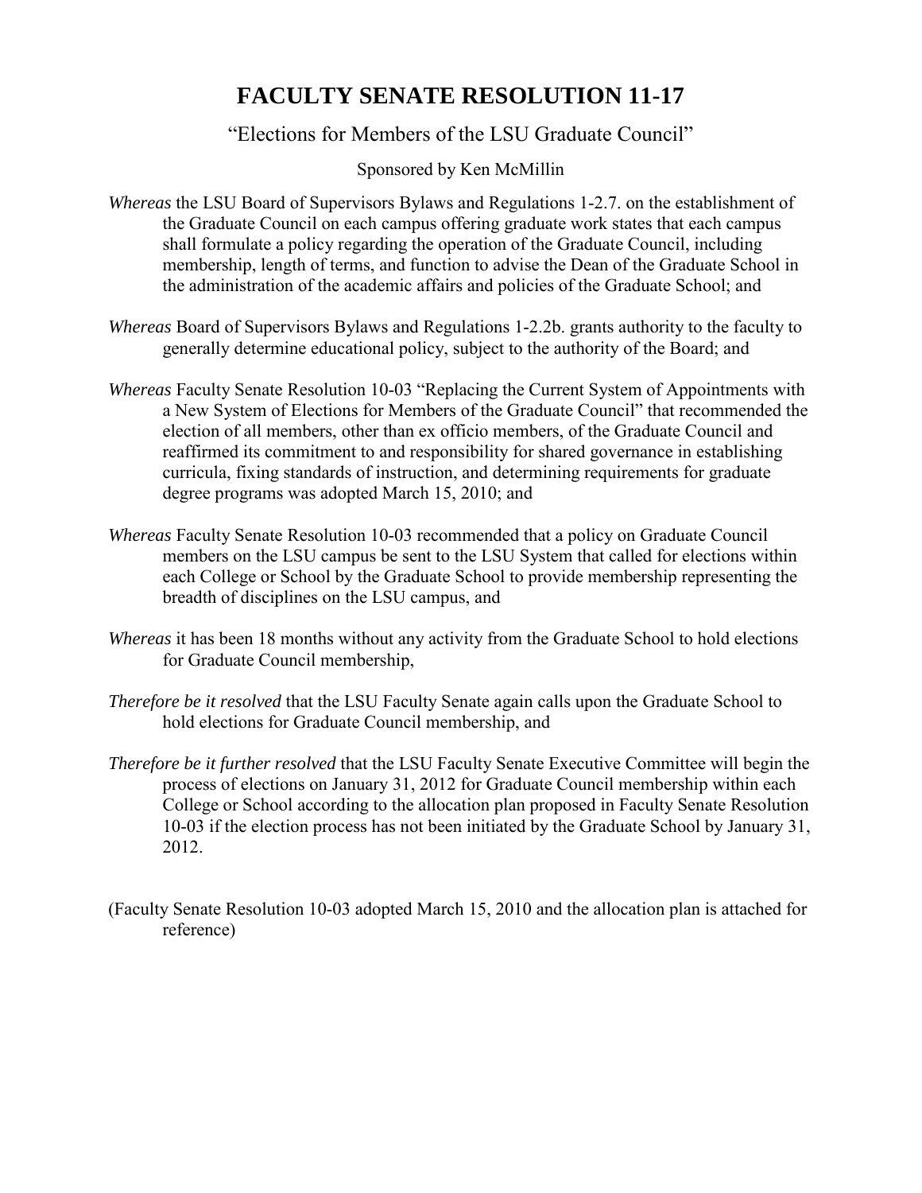# FACULTY SENATE RESOLUTION 11-17

“Elections for Members of the LSU Graduate Council”

Sponsored by Ken McMillin

*Whereas* the LSU Board of Supervisors Bylaws and Regulations 1-2.7. on the establishment of the Graduate Council on each campus offering graduate work states that each campus shall formulate a policy regarding the operation of the Graduate Council, including membership, length of terms, and function to advise the Dean of the Graduate School in the administration of the academic affairs and policies of the Graduate School; and

*Whereas* Board of Supervisors Bylaws and Regulations 1-2.2b. grants authority to the faculty to generally determine educational policy, subject to the authority of the Board; and

*Whereas* Faculty Senate Resolution 10-03 “Replacing the Current System of Appointments with a New System of Elections for Members of the Graduate Council” that recommended the election of all members, other than ex officio members, of the Graduate Council and reaffirmed its commitment to and responsibility for shared governance in establishing curricula, fixing standards of instruction, and determining requirements for graduate degree programs was adopted March 15, 2010; and

*Whereas* Faculty Senate Resolution 10-03 recommended that a policy on Graduate Council members on the LSU campus be sent to the LSU System that called for elections within each College or School by the Graduate School to provide membership representing the breadth of disciplines on the LSU campus, and

*Whereas* it has been 18 months without any activity from the Graduate School to hold elections for Graduate Council membership,

*Therefore be it resolved* that the LSU Faculty Senate again calls upon the Graduate School to hold elections for Graduate Council membership, and

*Therefore be it further resolved* that the LSU Faculty Senate Executive Committee will begin the process of elections on January 31, 2012 for Graduate Council membership within each College or School according to the allocation plan proposed in Faculty Senate Resolution 10-03 if the election process has not been initiated by the Graduate School by January 31, 2012.

(Faculty Senate Resolution 10-03 adopted March 15, 2010 and the allocation plan is attached for reference)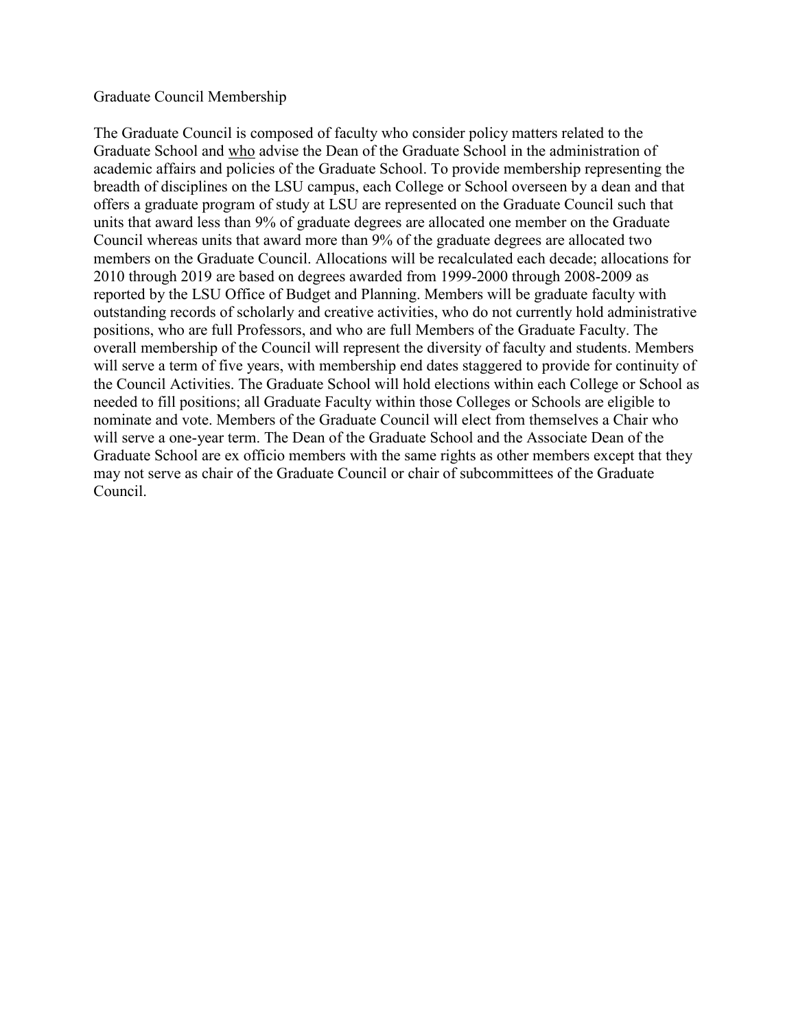Graduate Council Membership

The Graduate Council is composed of faculty who consider policy matters related to the Graduate School and <u>who</u> advise the Dean of the Graduate School in the administration of academic affairs and policies of the Graduate School. To provide membership representing the breadth of disciplines on the LSU campus, each College or School overseen by a dean and that offers a graduate program of study at LSU are represented on the Graduate Council such that units that award less than 9% of graduate degrees are allocated one member on the Graduate Council whereas units that award more than 9% of the graduate degrees are allocated two members on the Graduate Council. Allocations will be recalculated each decade; allocations for 2010 through 2019 are based on degrees awarded from 1999-2000 through 2008-2009 as reported by the LSU Office of Budget and Planning. Members will be graduate faculty with outstanding records of scholarly and creative activities, who do not currently hold administrative positions, who are full Professors, and who are full Members of the Graduate Faculty. The overall membership of the Council will represent the diversity of faculty and students. Members will serve a term of five years, with membership end dates staggered to provide for continuity of the Council Activities. The Graduate School will hold elections within each College or School as needed to fill positions; all Graduate Faculty within those Colleges or Schools are eligible to nominate and vote. Members of the Graduate Council will elect from themselves a Chair who will serve a one-year term. The Dean of the Graduate School and the Associate Dean of the Graduate School are ex officio members with the same rights as other members except that they may not serve as chair of the Graduate Council or chair of subcommittees of the Graduate Council.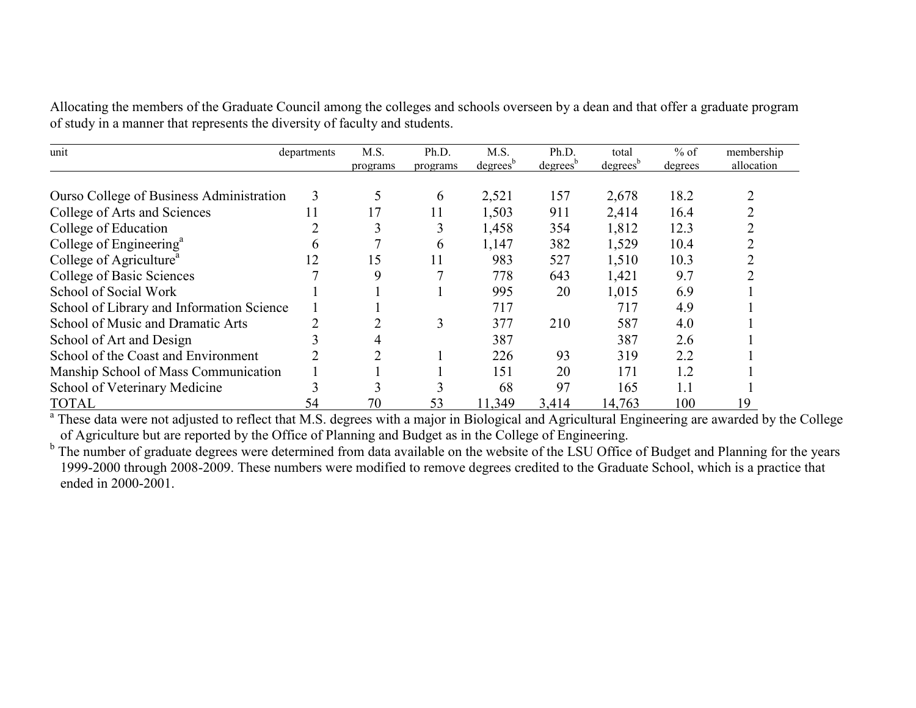Allocating the members of the Graduate Council among the colleges and schools overseen by a dean and that offer a graduate program of study in a manner that represents the diversity of faculty and students.

| unit | departments | M.S. programs | Ph.D. programs | M.S. degrees[b] | Ph.D. degrees[b] | total degrees[b] | % of degrees | membership allocation |
|---|---|---|---|---|---|---|---|---|
| Ourso College of Business Administration | 3 | 5 | 6 | 2,521 | 157 | 2,678 | 18.2 | 2 |
| College of Arts and Sciences | 11 | 17 | 11 | 1,503 | 911 | 2,414 | 16.4 | 2 |
| College of Education | 2 | 3 | 3 | 1,458 | 354 | 1,812 | 12.3 | 2 |
| College of Engineering[a] | 6 | 7 | 6 | 1,147 | 382 | 1,529 | 10.4 | 2 |
| College of Agriculture[a] | 12 | 15 | 11 | 983 | 527 | 1,510 | 10.3 | 2 |
| College of Basic Sciences | 7 | 9 | 7 | 778 | 643 | 1,421 | 9.7 | 2 |
| School of Social Work | 1 | 1 | 1 | 995 | 20 | 1,015 | 6.9 | 1 |
| School of Library and Information Science | 1 | 1 | | 717 | | 717 | 4.9 | 1 |
| School of Music and Dramatic Arts | 2 | 2 | 3 | 377 | 210 | 587 | 4.0 | 1 |
| School of Art and Design | 3 | 4 | | 387 | | 387 | 2.6 | 1 |
| School of the Coast and Environment | 2 | 2 | 1 | 226 | 93 | 319 | 2.2 | 1 |
| Manship School of Mass Communication | 1 | 1 | 1 | 151 | 20 | 171 | 1.2 | 1 |
| School of Veterinary Medicine | 3 | 3 | 3 | 68 | 97 | 165 | 1.1 | 1 |
| TOTAL | 54 | 70 | 53 | 11,349 | 3,414 | 14,763 | 100 | 19 |

[a] These data were not adjusted to reflect that M.S. degrees with a major in Biological and Agricultural Engineering are awarded by the College of Agriculture but are reported by the Office of Planning and Budget as in the College of Engineering.

[b] The number of graduate degrees were determined from data available on the website of the LSU Office of Budget and Planning for the years 1999-2000 through 2008-2009. These numbers were modified to remove degrees credited to the Graduate School, which is a practice that ended in 2000-2001.